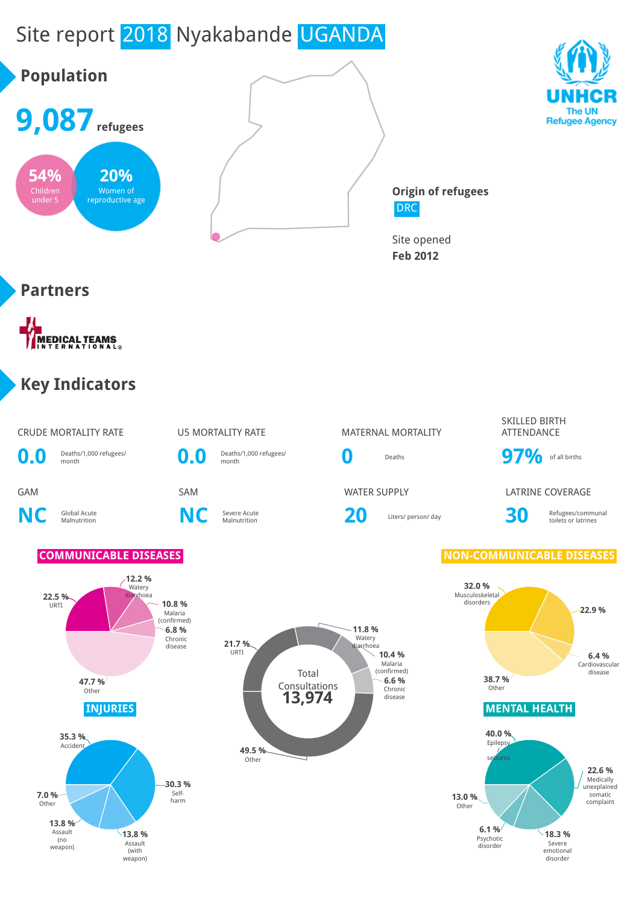# Site report 2018 Nyakabande UGANDA

## Population

**9,087** refugees

**54%** Children under 5

**20%** Women of reproductive age

**Origin of refugees**
DRC

Site opened
**Feb 2012**

## Partners

MEDICAL TEAMS INTERNATIONAL

## Key Indicators

| CRUDE MORTALITY RATE | U5 MORTALITY RATE | MATERNAL MORTALITY | SKILLED BIRTH ATTENDANCE |
|---|---|---|---|
| **0.0** Deaths/1,000 refugees/ month | **0.0** Deaths/1,000 refugees/ month | **0** Deaths | **97%** of all births |

| GAM | SAM | WATER SUPPLY | LATRINE COVERAGE |
|---|---|---|---|
| **NC** Global Acute Malnutrition | **NC** Severe Acute Malnutrition | **20** Liters/ person/ day | **30** Refugees/communal toilets or latrines |

### COMMUNICABLE DISEASES

- 22.5 % URTI
- 12.2 % Watery diarrhoea
- 10.8 % Malaria (confirmed)
- 6.8 % Chronic disease
- 47.7 % Other

### Total Consultations 13,974

- 21.7 % URTI
- 11.8 % Watery diarrhoea
- 10.4 % Malaria (confirmed)
- 6.6 % Chronic disease
- 49.5 % Other

### NON-COMMUNICABLE DISEASES

- 32.0 % Musculoskeletal disorders
- 22.9 %
- 6.4 % Cardiovascular disease
- 38.7 % Other

### INJURIES

- 35.3 % Accident
- 30.3 % Self-harm
- 13.8 % Assault (with weapon)
- 13.8 % Assault (no weapon)
- 7.0 % Other

### MENTAL HEALTH

- 40.0 % Epilepsy/ seizures
- 22.6 % Medically unexplained somatic complaint
- 18.3 % Severe emotional disorder
- 6.1 % Psychotic disorder
- 13.0 % Other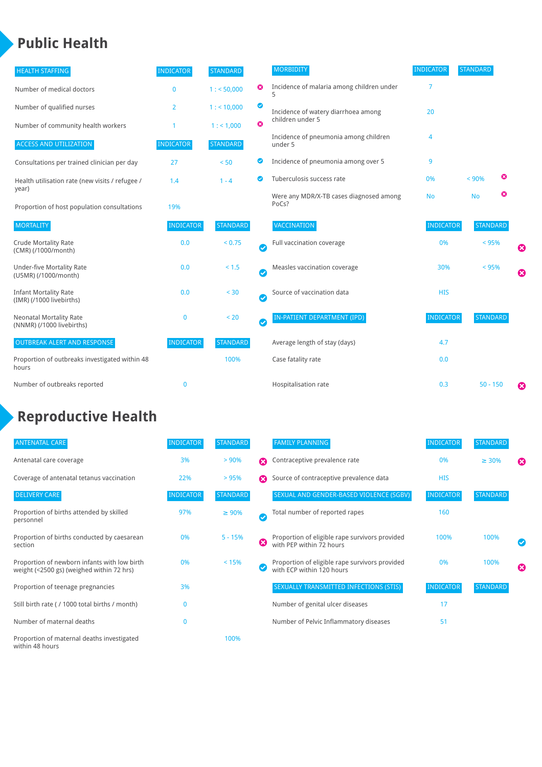# Public Health

| HEALTH STAFFING | INDICATOR | STANDARD | |
|---|---|---|---|
| Number of medical doctors | 0 | 1 : < 50,000 | ✗ |
| Number of qualified nurses | 2 | 1 : < 10,000 | ✓ |
| Number of community health workers | 1 | 1 : < 1,000 | ✗ |

| ACCESS AND UTILIZATION | INDICATOR | STANDARD | |
|---|---|---|---|
| Consultations per trained clinician per day | 27 | < 50 | ✓ |
| Health utilisation rate (new visits / refugee / year) | 1.4 | 1 - 4 | ✓ |
| Proportion of host population consultations | 19% | | |

| MORTALITY | INDICATOR | STANDARD | |
|---|---|---|---|
| Crude Mortality Rate (CMR) (/1000/month) | 0.0 | < 0.75 | ✓ |
| Under-five Mortality Rate (U5MR) (/1000/month) | 0.0 | < 1.5 | ✓ |
| Infant Mortality Rate (IMR) (/1000 livebirths) | 0.0 | < 30 | ✓ |
| Neonatal Mortality Rate (NNMR) (/1000 livebirths) | 0 | < 20 | ✓ |

| OUTBREAK ALERT AND RESPONSE | INDICATOR | STANDARD |
|---|---|---|
| Proportion of outbreaks investigated within 48 hours | | 100% |
| Number of outbreaks reported | 0 | |

| MORBIDITY | INDICATOR | STANDARD | |
|---|---|---|---|
| Incidence of malaria among children under 5 | 7 | | |
| Incidence of watery diarrhoea among children under 5 | 20 | | |
| Incidence of pneumonia among children under 5 | 4 | | |
| Incidence of pneumonia among over 5 | 9 | | |
| Tuberculosis success rate | 0% | < 90% | ✗ |
| Were any MDR/X-TB cases diagnosed among PoCs? | No | No | ✗ |

| VACCINATION | INDICATOR | STANDARD | |
|---|---|---|---|
| Full vaccination coverage | 0% | < 95% | ✗ |
| Measles vaccination coverage | 30% | < 95% | ✗ |
| Source of vaccination data | HIS | | |

| IN-PATIENT DEPARTMENT (IPD) | INDICATOR | STANDARD | |
|---|---|---|---|
| Average length of stay (days) | 4.7 | | |
| Case fatality rate | 0.0 | | |
| Hospitalisation rate | 0.3 | 50 - 150 | ✗ |

# Reproductive Health

| ANTENATAL CARE | INDICATOR | STANDARD | |
|---|---|---|---|
| Antenatal care coverage | 3% | > 90% | ✗ |
| Coverage of antenatal tetanus vaccination | 22% | > 95% | ✗ |

| DELIVERY CARE | INDICATOR | STANDARD | |
|---|---|---|---|
| Proportion of births attended by skilled personnel | 97% | ≥ 90% | ✓ |
| Proportion of births conducted by caesarean section | 0% | 5 - 15% | ✗ |
| Proportion of newborn infants with low birth weight (<2500 gs) (weighed within 72 hrs) | 0% | < 15% | ✓ |
| Proportion of teenage pregnancies | 3% | | |
| Still birth rate ( / 1000 total births / month) | 0 | | |
| Number of maternal deaths | 0 | | |
| Proportion of maternal deaths investigated within 48 hours | | 100% | |

| FAMILY PLANNING | INDICATOR | STANDARD | |
|---|---|---|---|
| Contraceptive prevalence rate | 0% | ≥ 30% | ✗ |
| Source of contraceptive prevalence data | HIS | | |

| SEXUAL AND GENDER-BASED VIOLENCE (SGBV) | INDICATOR | STANDARD | |
|---|---|---|---|
| Total number of reported rapes | 160 | | |
| Proportion of eligible rape survivors provided with PEP within 72 hours | 100% | 100% | ✓ |
| Proportion of eligible rape survivors provided with ECP within 120 hours | 0% | 100% | ✗ |

| SEXUALLY TRANSMITTED INFECTIONS (STIS) | INDICATOR | STANDARD |
|---|---|---|
| Number of genital ulcer diseases | 17 | |
| Number of Pelvic Inflammatory diseases | 51 | |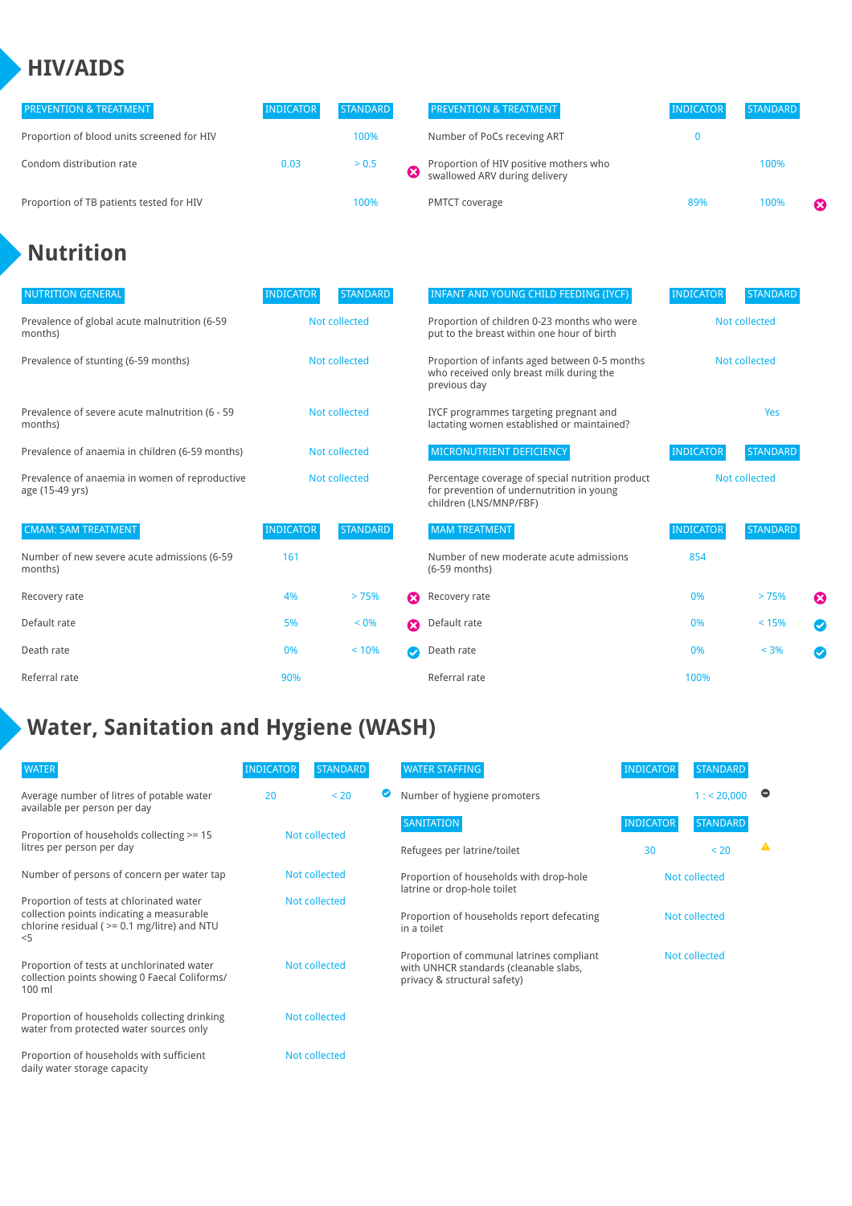# HIV/AIDS

| PREVENTION & TREATMENT | INDICATOR | STANDARD | |
|---|---|---|---|
| Proportion of blood units screened for HIV | | 100% | |
| Condom distribution rate | 0.03 | > 0.5 | ✖ |
| Proportion of TB patients tested for HIV | | 100% | |

| PREVENTION & TREATMENT | INDICATOR | STANDARD | |
|---|---|---|---|
| Number of PoCs receving ART | 0 | | |
| Proportion of HIV positive mothers who swallowed ARV during delivery | | 100% | |
| PMTCT coverage | 89% | 100% | ✖ |

# Nutrition

| NUTRITION GENERAL | INDICATOR | STANDARD |
|---|---|---|
| Prevalence of global acute malnutrition (6-59 months) | Not collected | |
| Prevalence of stunting (6-59 months) | Not collected | |
| Prevalence of severe acute malnutrition (6 - 59 months) | Not collected | |
| Prevalence of anaemia in children (6-59 months) | Not collected | |
| Prevalence of anaemia in women of reproductive age (15-49 yrs) | Not collected | |

| INFANT AND YOUNG CHILD FEEDING (IYCF) | INDICATOR | STANDARD |
|---|---|---|
| Proportion of children 0-23 months who were put to the breast within one hour of birth | Not collected | |
| Proportion of infants aged between 0-5 months who received only breast milk during the previous day | Not collected | |
| IYCF programmes targeting pregnant and lactating women established or maintained? | | Yes |

| MICRONUTRIENT DEFICIENCY | INDICATOR | STANDARD |
|---|---|---|
| Percentage coverage of special nutrition product for prevention of undernutrition in young children (LNS/MNP/FBF) | Not collected | |

| CMAM: SAM TREATMENT | INDICATOR | STANDARD | |
|---|---|---|---|
| Number of new severe acute admissions (6-59 months) | 161 | | |
| Recovery rate | 4% | > 75% | ✖ |
| Default rate | 5% | < 0% | ✖ |
| Death rate | 0% | < 10% | ✔ |
| Referral rate | 90% | | |

| MAM TREATMENT | INDICATOR | STANDARD | |
|---|---|---|---|
| Number of new moderate acute admissions (6-59 months) | 854 | | |
| Recovery rate | 0% | > 75% | ✖ |
| Default rate | 0% | < 15% | ✔ |
| Death rate | 0% | < 3% | ✔ |
| Referral rate | 100% | | |

# Water, Sanitation and Hygiene (WASH)

| WATER | INDICATOR | STANDARD | |
|---|---|---|---|
| Average number of litres of potable water available per person per day | 20 | < 20 | ✔ |
| Proportion of households collecting >= 15 litres per person per day | Not collected | | |
| Number of persons of concern per water tap | Not collected | | |
| Proportion of tests at chlorinated water collection points indicating a measurable chlorine residual ( >= 0.1 mg/litre) and NTU <5 | Not collected | | |
| Proportion of tests at unchlorinated water collection points showing 0 Faecal Coliforms/ 100 ml | Not collected | | |
| Proportion of households collecting drinking water from protected water sources only | Not collected | | |
| Proportion of households with sufficient daily water storage capacity | Not collected | | |

| WATER STAFFING | INDICATOR | STANDARD | |
|---|---|---|---|
| Number of hygiene promoters | | 1 : < 20,000 | ● |

| SANITATION | INDICATOR | STANDARD | |
|---|---|---|---|
| Refugees per latrine/toilet | 30 | < 20 | ⚠ |
| Proportion of households with drop-hole latrine or drop-hole toilet | Not collected | | |
| Proportion of households report defecating in a toilet | Not collected | | |
| Proportion of communal latrines compliant with UNHCR standards (cleanable slabs, privacy & structural safety) | Not collected | | |